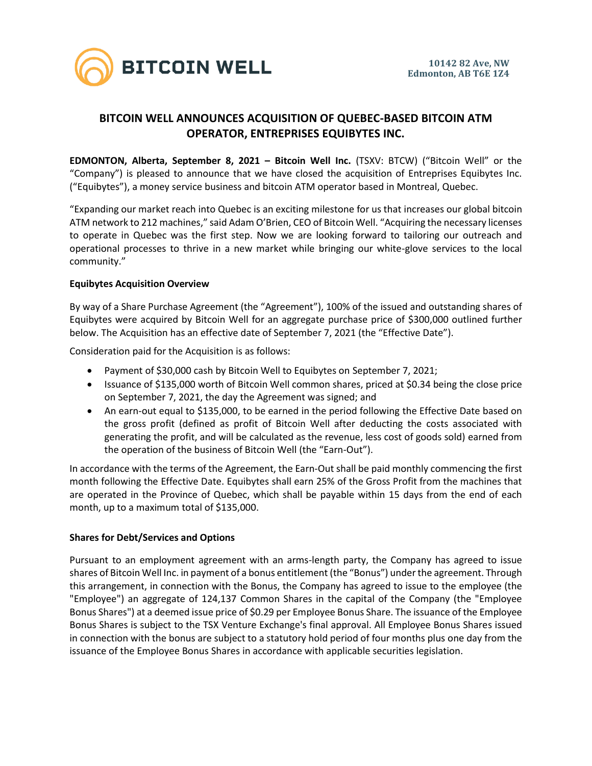BITCOIN WELL

10142 82 Ave, NW
Edmonton, AB T6E 1Z4

# BITCOIN WELL ANNOUNCES ACQUISITION OF QUEBEC-BASED BITCOIN ATM OPERATOR, ENTREPRISES EQUIBYTES INC.

**EDMONTON, Alberta, September 8, 2021 – Bitcoin Well Inc.** (TSXV: BTCW) ("Bitcoin Well" or the "Company") is pleased to announce that we have closed the acquisition of Entreprises Equibytes Inc. ("Equibytes"), a money service business and bitcoin ATM operator based in Montreal, Quebec.

"Expanding our market reach into Quebec is an exciting milestone for us that increases our global bitcoin ATM network to 212 machines," said Adam O'Brien, CEO of Bitcoin Well. "Acquiring the necessary licenses to operate in Quebec was the first step. Now we are looking forward to tailoring our outreach and operational processes to thrive in a new market while bringing our white-glove services to the local community."

**Equibytes Acquisition Overview**

By way of a Share Purchase Agreement (the "Agreement"), 100% of the issued and outstanding shares of Equibytes were acquired by Bitcoin Well for an aggregate purchase price of $300,000 outlined further below. The Acquisition has an effective date of September 7, 2021 (the "Effective Date").

Consideration paid for the Acquisition is as follows:

- Payment of $30,000 cash by Bitcoin Well to Equibytes on September 7, 2021;
- Issuance of $135,000 worth of Bitcoin Well common shares, priced at $0.34 being the close price on September 7, 2021, the day the Agreement was signed; and
- An earn-out equal to $135,000, to be earned in the period following the Effective Date based on the gross profit (defined as profit of Bitcoin Well after deducting the costs associated with generating the profit, and will be calculated as the revenue, less cost of goods sold) earned from the operation of the business of Bitcoin Well (the "Earn-Out").

In accordance with the terms of the Agreement, the Earn-Out shall be paid monthly commencing the first month following the Effective Date. Equibytes shall earn 25% of the Gross Profit from the machines that are operated in the Province of Quebec, which shall be payable within 15 days from the end of each month, up to a maximum total of $135,000.

**Shares for Debt/Services and Options**

Pursuant to an employment agreement with an arms-length party, the Company has agreed to issue shares of Bitcoin Well Inc. in payment of a bonus entitlement (the "Bonus") under the agreement. Through this arrangement, in connection with the Bonus, the Company has agreed to issue to the employee (the "Employee") an aggregate of 124,137 Common Shares in the capital of the Company (the "Employee Bonus Shares") at a deemed issue price of $0.29 per Employee Bonus Share. The issuance of the Employee Bonus Shares is subject to the TSX Venture Exchange's final approval. All Employee Bonus Shares issued in connection with the bonus are subject to a statutory hold period of four months plus one day from the issuance of the Employee Bonus Shares in accordance with applicable securities legislation.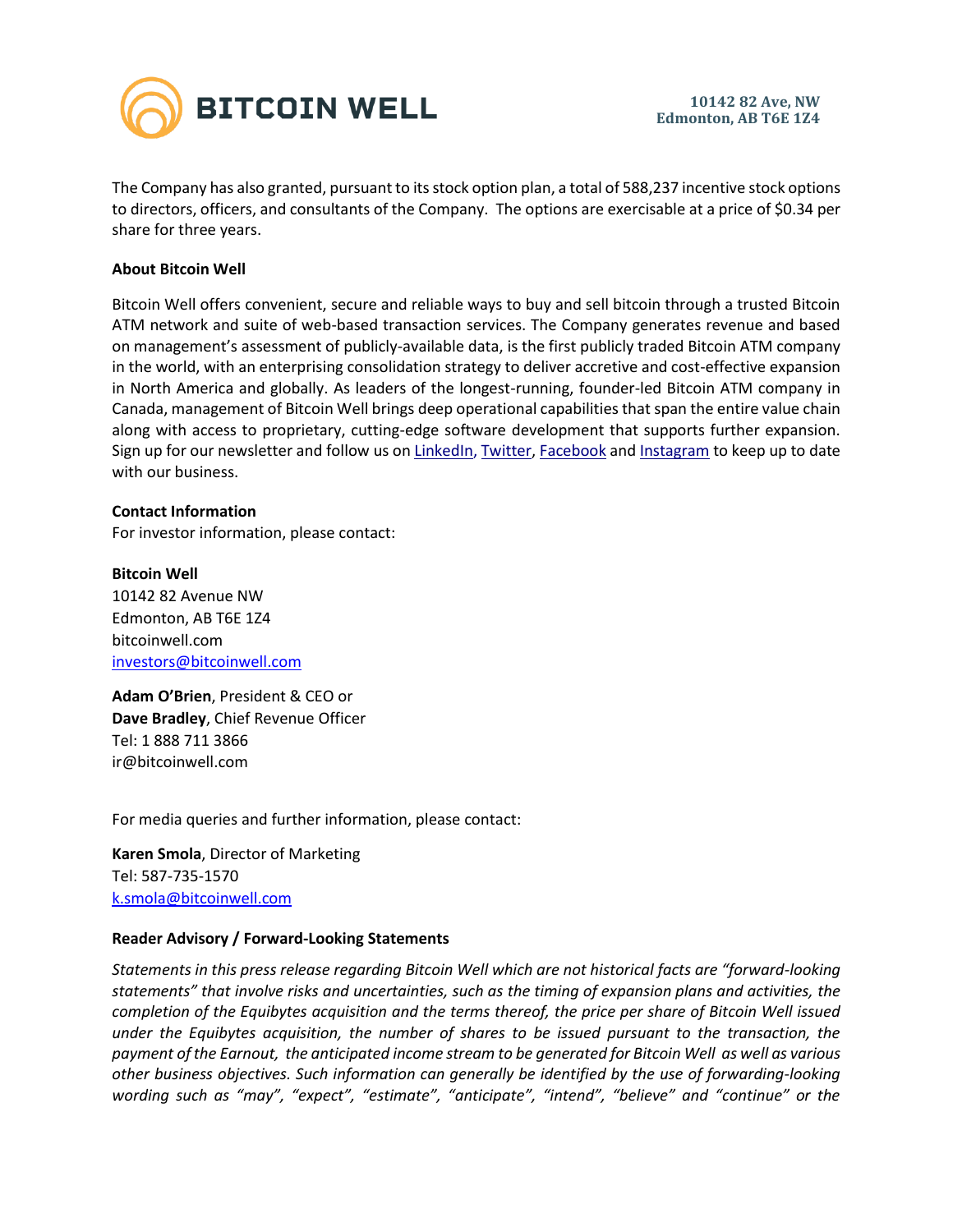The Company has also granted, pursuant to its stock option plan, a total of 588,237 incentive stock options to directors, officers, and consultants of the Company. The options are exercisable at a price of $0.34 per share for three years.

**About Bitcoin Well**

Bitcoin Well offers convenient, secure and reliable ways to buy and sell bitcoin through a trusted Bitcoin ATM network and suite of web-based transaction services. The Company generates revenue and based on management's assessment of publicly-available data, is the first publicly traded Bitcoin ATM company in the world, with an enterprising consolidation strategy to deliver accretive and cost-effective expansion in North America and globally. As leaders of the longest-running, founder-led Bitcoin ATM company in Canada, management of Bitcoin Well brings deep operational capabilities that span the entire value chain along with access to proprietary, cutting-edge software development that supports further expansion. Sign up for our newsletter and follow us on LinkedIn, Twitter, Facebook and Instagram to keep up to date with our business.

**Contact Information**

For investor information, please contact:

**Bitcoin Well**
10142 82 Avenue NW
Edmonton, AB T6E 1Z4
bitcoinwell.com
investors@bitcoinwell.com

**Adam O'Brien**, President & CEO or
**Dave Bradley**, Chief Revenue Officer
Tel: 1 888 711 3866
ir@bitcoinwell.com

For media queries and further information, please contact:

**Karen Smola**, Director of Marketing
Tel: 587-735-1570
k.smola@bitcoinwell.com

**Reader Advisory / Forward-Looking Statements**

*Statements in this press release regarding Bitcoin Well which are not historical facts are "forward-looking statements" that involve risks and uncertainties, such as the timing of expansion plans and activities, the completion of the Equibytes acquisition and the terms thereof, the price per share of Bitcoin Well issued under the Equibytes acquisition, the number of shares to be issued pursuant to the transaction, the payment of the Earnout, the anticipated income stream to be generated for Bitcoin Well as well as various other business objectives. Such information can generally be identified by the use of forwarding-looking wording such as "may", "expect", "estimate", "anticipate", "intend", "believe" and "continue" or the*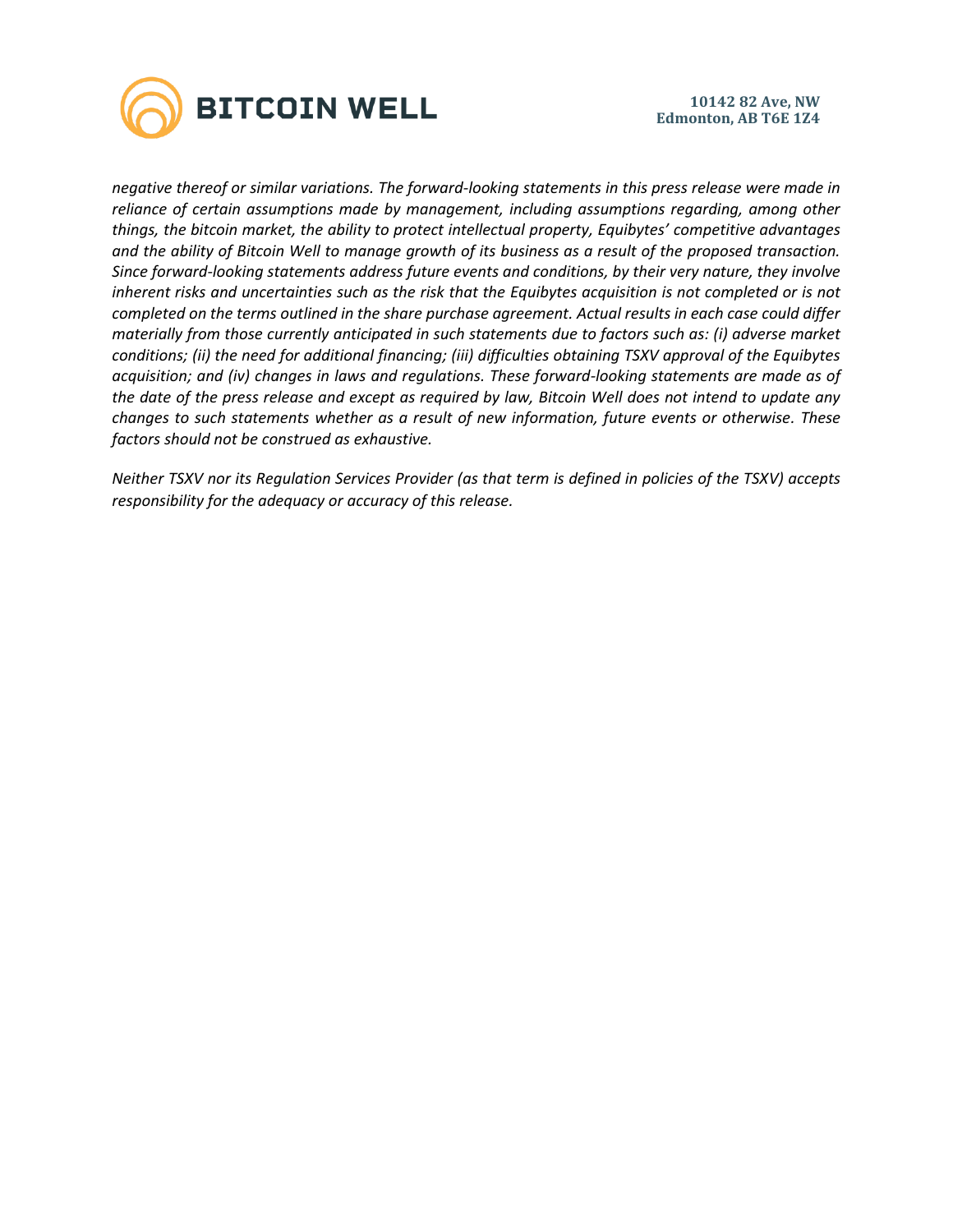*negative thereof or similar variations. The forward-looking statements in this press release were made in reliance of certain assumptions made by management, including assumptions regarding, among other things, the bitcoin market, the ability to protect intellectual property, Equibytes' competitive advantages and the ability of Bitcoin Well to manage growth of its business as a result of the proposed transaction. Since forward-looking statements address future events and conditions, by their very nature, they involve inherent risks and uncertainties such as the risk that the Equibytes acquisition is not completed or is not completed on the terms outlined in the share purchase agreement. Actual results in each case could differ materially from those currently anticipated in such statements due to factors such as: (i) adverse market conditions; (ii) the need for additional financing; (iii) difficulties obtaining TSXV approval of the Equibytes acquisition; and (iv) changes in laws and regulations. These forward-looking statements are made as of the date of the press release and except as required by law, Bitcoin Well does not intend to update any changes to such statements whether as a result of new information, future events or otherwise. These factors should not be construed as exhaustive.*

*Neither TSXV nor its Regulation Services Provider (as that term is defined in policies of the TSXV) accepts responsibility for the adequacy or accuracy of this release.*